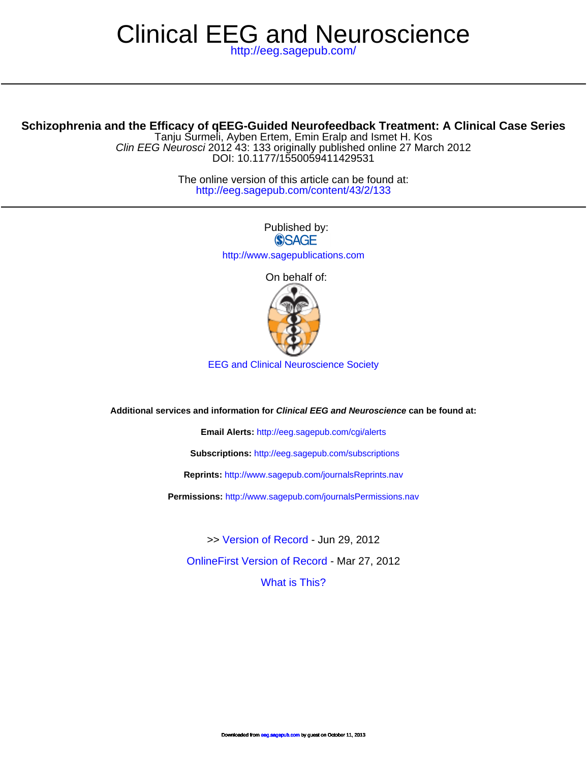# Clinical EEG and Neuroscience

http://eeg.sagepub.com/

## Schizophrenia and the Efficacy of qEEG-Guided Neurofeedback Treatment: A Clinical Case Series

Tanju Surmeli, Ayben Ertem, Emin Eralp and Ismet H. Kos

*Clin EEG Neurosci* 2012 43: 133 originally published online 27 March 2012

DOI: 10.1177/1550059411429531

The online version of this article can be found at:
http://eeg.sagepub.com/content/43/2/133

Published by:

SAGE

http://www.sagepublications.com

On behalf of:

EEG and Clinical Neuroscience Society

**Additional services and information for *Clinical EEG and Neuroscience* can be found at:**

**Email Alerts:** http://eeg.sagepub.com/cgi/alerts

**Subscriptions:** http://eeg.sagepub.com/subscriptions

**Reprints:** http://www.sagepub.com/journalsReprints.nav

**Permissions:** http://www.sagepub.com/journalsPermissions.nav

>> Version of Record - Jun 29, 2012

OnlineFirst Version of Record - Mar 27, 2012

What is This?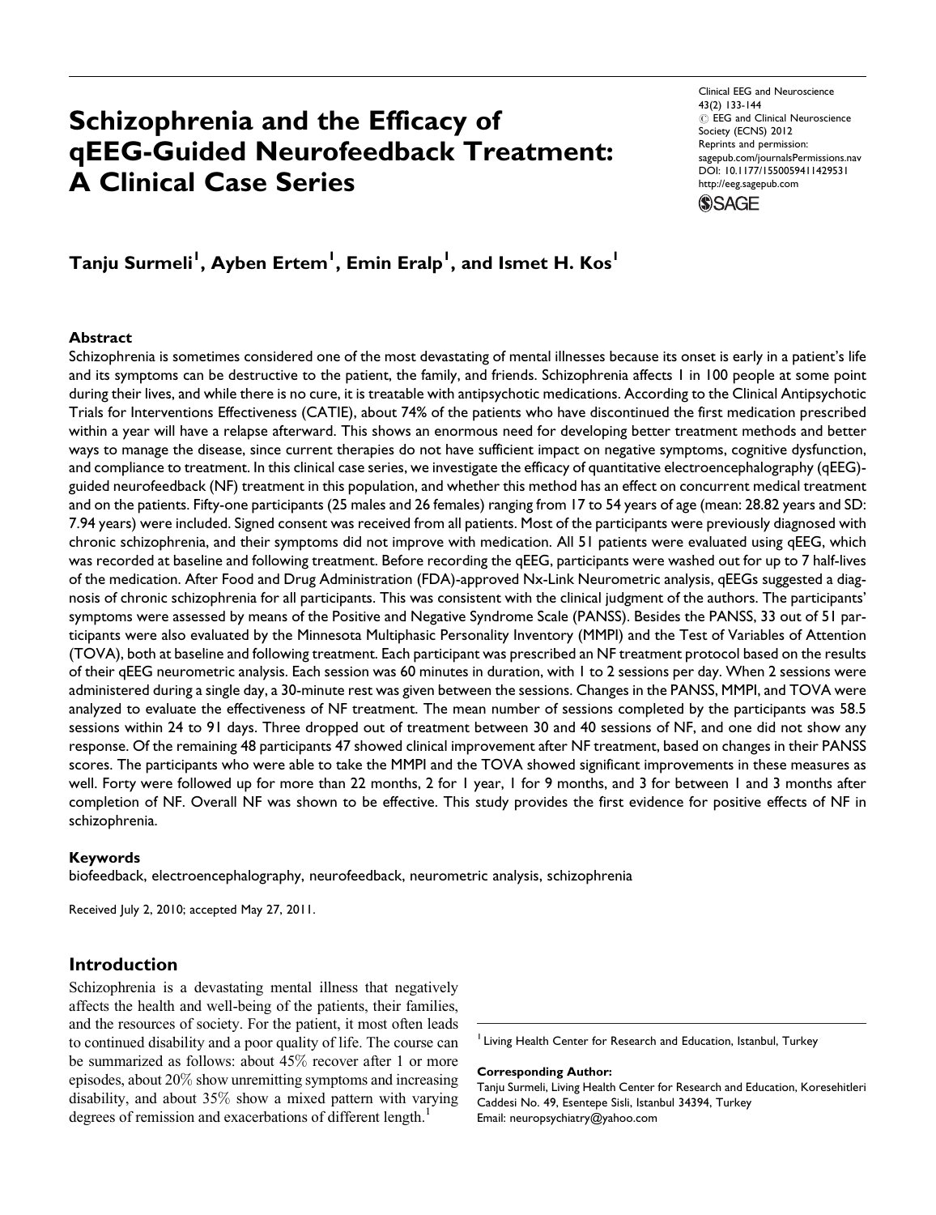# Schizophrenia and the Efficacy of qEEG-Guided Neurofeedback Treatment: A Clinical Case Series

Clinical EEG and Neuroscience
43(2) 133-144
© EEG and Clinical Neuroscience Society (ECNS) 2012
Reprints and permission: sagepub.com/journalsPermissions.nav
DOI: 10.1177/1550059411429531
http://eeg.sagepub.com

**Tanju Surmeli[1], Ayben Ertem[1], Emin Eralp[1], and Ismet H. Kos[1]**

## Abstract

Schizophrenia is sometimes considered one of the most devastating of mental illnesses because its onset is early in a patient's life and its symptoms can be destructive to the patient, the family, and friends. Schizophrenia affects 1 in 100 people at some point during their lives, and while there is no cure, it is treatable with antipsychotic medications. According to the Clinical Antipsychotic Trials for Interventions Effectiveness (CATIE), about 74% of the patients who have discontinued the first medication prescribed within a year will have a relapse afterward. This shows an enormous need for developing better treatment methods and better ways to manage the disease, since current therapies do not have sufficient impact on negative symptoms, cognitive dysfunction, and compliance to treatment. In this clinical case series, we investigate the efficacy of quantitative electroencephalography (qEEG)-guided neurofeedback (NF) treatment in this population, and whether this method has an effect on concurrent medical treatment and on the patients. Fifty-one participants (25 males and 26 females) ranging from 17 to 54 years of age (mean: 28.82 years and SD: 7.94 years) were included. Signed consent was received from all patients. Most of the participants were previously diagnosed with chronic schizophrenia, and their symptoms did not improve with medication. All 51 patients were evaluated using qEEG, which was recorded at baseline and following treatment. Before recording the qEEG, participants were washed out for up to 7 half-lives of the medication. After Food and Drug Administration (FDA)-approved Nx-Link Neurometric analysis, qEEGs suggested a diagnosis of chronic schizophrenia for all participants. This was consistent with the clinical judgment of the authors. The participants' symptoms were assessed by means of the Positive and Negative Syndrome Scale (PANSS). Besides the PANSS, 33 out of 51 participants were also evaluated by the Minnesota Multiphasic Personality Inventory (MMPI) and the Test of Variables of Attention (TOVA), both at baseline and following treatment. Each participant was prescribed an NF treatment protocol based on the results of their qEEG neurometric analysis. Each session was 60 minutes in duration, with 1 to 2 sessions per day. When 2 sessions were administered during a single day, a 30-minute rest was given between the sessions. Changes in the PANSS, MMPI, and TOVA were analyzed to evaluate the effectiveness of NF treatment. The mean number of sessions completed by the participants was 58.5 sessions within 24 to 91 days. Three dropped out of treatment between 30 and 40 sessions of NF, and one did not show any response. Of the remaining 48 participants 47 showed clinical improvement after NF treatment, based on changes in their PANSS scores. The participants who were able to take the MMPI and the TOVA showed significant improvements in these measures as well. Forty were followed up for more than 22 months, 2 for 1 year, 1 for 9 months, and 3 for between 1 and 3 months after completion of NF. Overall NF was shown to be effective. This study provides the first evidence for positive effects of NF in schizophrenia.

## Keywords

biofeedback, electroencephalography, neurofeedback, neurometric analysis, schizophrenia

Received July 2, 2010; accepted May 27, 2011.

## Introduction

Schizophrenia is a devastating mental illness that negatively affects the health and well-being of the patients, their families, and the resources of society. For the patient, it most often leads to continued disability and a poor quality of life. The course can be summarized as follows: about 45% recover after 1 or more episodes, about 20% show unremitting symptoms and increasing disability, and about 35% show a mixed pattern with varying degrees of remission and exacerbations of different length.[1]

[1] Living Health Center for Research and Education, Istanbul, Turkey

**Corresponding Author:**
Tanju Surmeli, Living Health Center for Research and Education, Koresehitleri Caddesi No. 49, Esentepe Sisli, Istanbul 34394, Turkey
Email: neuropsychiatry@yahoo.com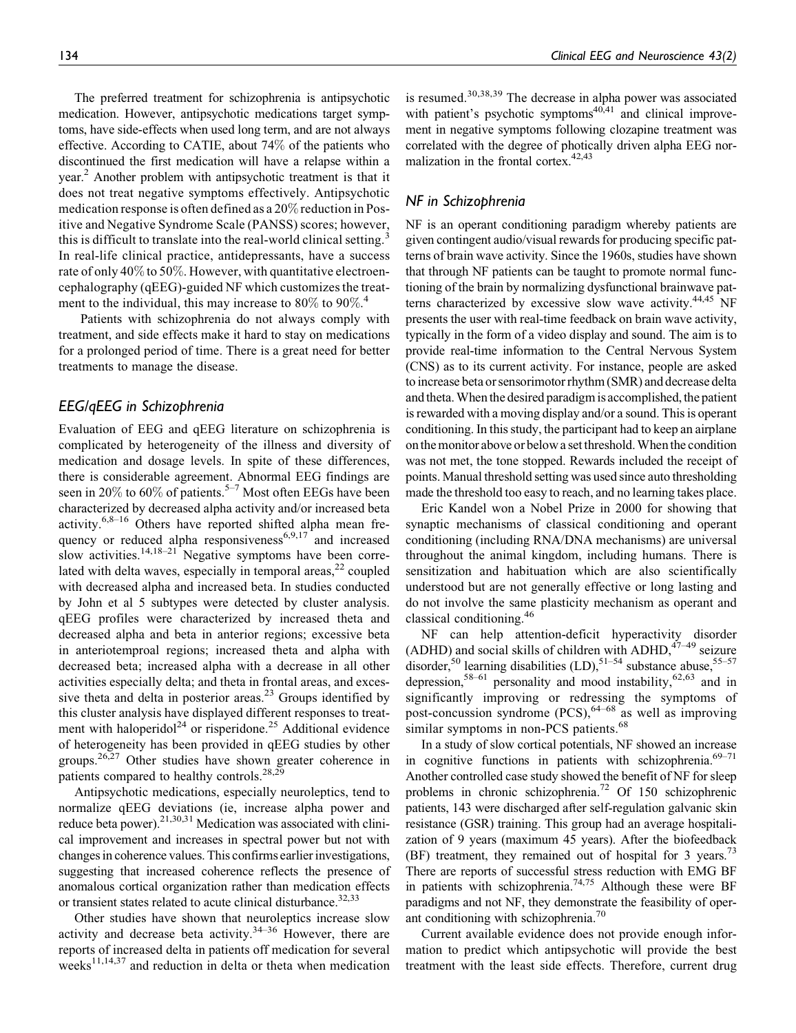The preferred treatment for schizophrenia is antipsychotic medication. However, antipsychotic medications target symptoms, have side-effects when used long term, and are not always effective. According to CATIE, about 74% of the patients who discontinued the first medication will have a relapse within a year.[2] Another problem with antipsychotic treatment is that it does not treat negative symptoms effectively. Antipsychotic medication response is often defined as a 20% reduction in Positive and Negative Syndrome Scale (PANSS) scores; however, this is difficult to translate into the real-world clinical setting.[3] In real-life clinical practice, antidepressants, have a success rate of only 40% to 50%. However, with quantitative electroencephalography (qEEG)-guided NF which customizes the treatment to the individual, this may increase to 80% to 90%.[4]

Patients with schizophrenia do not always comply with treatment, and side effects make it hard to stay on medications for a prolonged period of time. There is a great need for better treatments to manage the disease.

## EEG/qEEG in Schizophrenia

Evaluation of EEG and qEEG literature on schizophrenia is complicated by heterogeneity of the illness and diversity of medication and dosage levels. In spite of these differences, there is considerable agreement. Abnormal EEG findings are seen in 20% to 60% of patients.[5–7] Most often EEGs have been characterized by decreased alpha activity and/or increased beta activity.[6,8–16] Others have reported shifted alpha mean frequency or reduced alpha responsiveness[6,9,17] and increased slow activities.[14,18–21] Negative symptoms have been correlated with delta waves, especially in temporal areas,[22] coupled with decreased alpha and increased beta. In studies conducted by John et al 5 subtypes were detected by cluster analysis. qEEG profiles were characterized by increased theta and decreased alpha and beta in anterior regions; excessive beta in anteriotemproal regions; increased theta and alpha with decreased beta; increased alpha with a decrease in all other activities especially delta; and theta in frontal areas, and excessive theta and delta in posterior areas.[23] Groups identified by this cluster analysis have displayed different responses to treatment with haloperidol[24] or risperidone.[25] Additional evidence of heterogeneity has been provided in qEEG studies by other groups.[26,27] Other studies have shown greater coherence in patients compared to healthy controls.[28,29]

Antipsychotic medications, especially neuroleptics, tend to normalize qEEG deviations (ie, increase alpha power and reduce beta power).[21,30,31] Medication was associated with clinical improvement and increases in spectral power but not with changes in coherence values. This confirms earlier investigations, suggesting that increased coherence reflects the presence of anomalous cortical organization rather than medication effects or transient states related to acute clinical disturbance.[32,33]

Other studies have shown that neuroleptics increase slow activity and decrease beta activity.[34–36] However, there are reports of increased delta in patients off medication for several weeks[11,14,37] and reduction in delta or theta when medication is resumed.[30,38,39] The decrease in alpha power was associated with patient's psychotic symptoms[40,41] and clinical improvement in negative symptoms following clozapine treatment was correlated with the degree of photically driven alpha EEG normalization in the frontal cortex.[42,43]

## NF in Schizophrenia

NF is an operant conditioning paradigm whereby patients are given contingent audio/visual rewards for producing specific patterns of brain wave activity. Since the 1960s, studies have shown that through NF patients can be taught to promote normal functioning of the brain by normalizing dysfunctional brainwave patterns characterized by excessive slow wave activity.[44,45] NF presents the user with real-time feedback on brain wave activity, typically in the form of a video display and sound. The aim is to provide real-time information to the Central Nervous System (CNS) as to its current activity. For instance, people are asked to increase beta or sensorimotor rhythm (SMR) and decrease delta and theta. When the desired paradigm is accomplished, the patient is rewarded with a moving display and/or a sound. This is operant conditioning. In this study, the participant had to keep an airplane on the monitor above or below a set threshold. When the condition was not met, the tone stopped. Rewards included the receipt of points. Manual threshold setting was used since auto thresholding made the threshold too easy to reach, and no learning takes place.

Eric Kandel won a Nobel Prize in 2000 for showing that synaptic mechanisms of classical conditioning and operant conditioning (including RNA/DNA mechanisms) are universal throughout the animal kingdom, including humans. There is sensitization and habituation which are also scientifically understood but are not generally effective or long lasting and do not involve the same plasticity mechanism as operant and classical conditioning.[46]

NF can help attention-deficit hyperactivity disorder (ADHD) and social skills of children with ADHD,[47–49] seizure disorder,[50] learning disabilities (LD),[51–54] substance abuse,[55–57] depression,[58–61] personality and mood instability,[62,63] and in significantly improving or redressing the symptoms of post-concussion syndrome (PCS),[64–68] as well as improving similar symptoms in non-PCS patients.[68]

In a study of slow cortical potentials, NF showed an increase in cognitive functions in patients with schizophrenia.[69–71] Another controlled case study showed the benefit of NF for sleep problems in chronic schizophrenia.[72] Of 150 schizophrenic patients, 143 were discharged after self-regulation galvanic skin resistance (GSR) training. This group had an average hospitalization of 9 years (maximum 45 years). After the biofeedback (BF) treatment, they remained out of hospital for 3 years.[73] There are reports of successful stress reduction with EMG BF in patients with schizophrenia.[74,75] Although these were BF paradigms and not NF, they demonstrate the feasibility of operant conditioning with schizophrenia.[70]

Current available evidence does not provide enough information to predict which antipsychotic will provide the best treatment with the least side effects. Therefore, current drug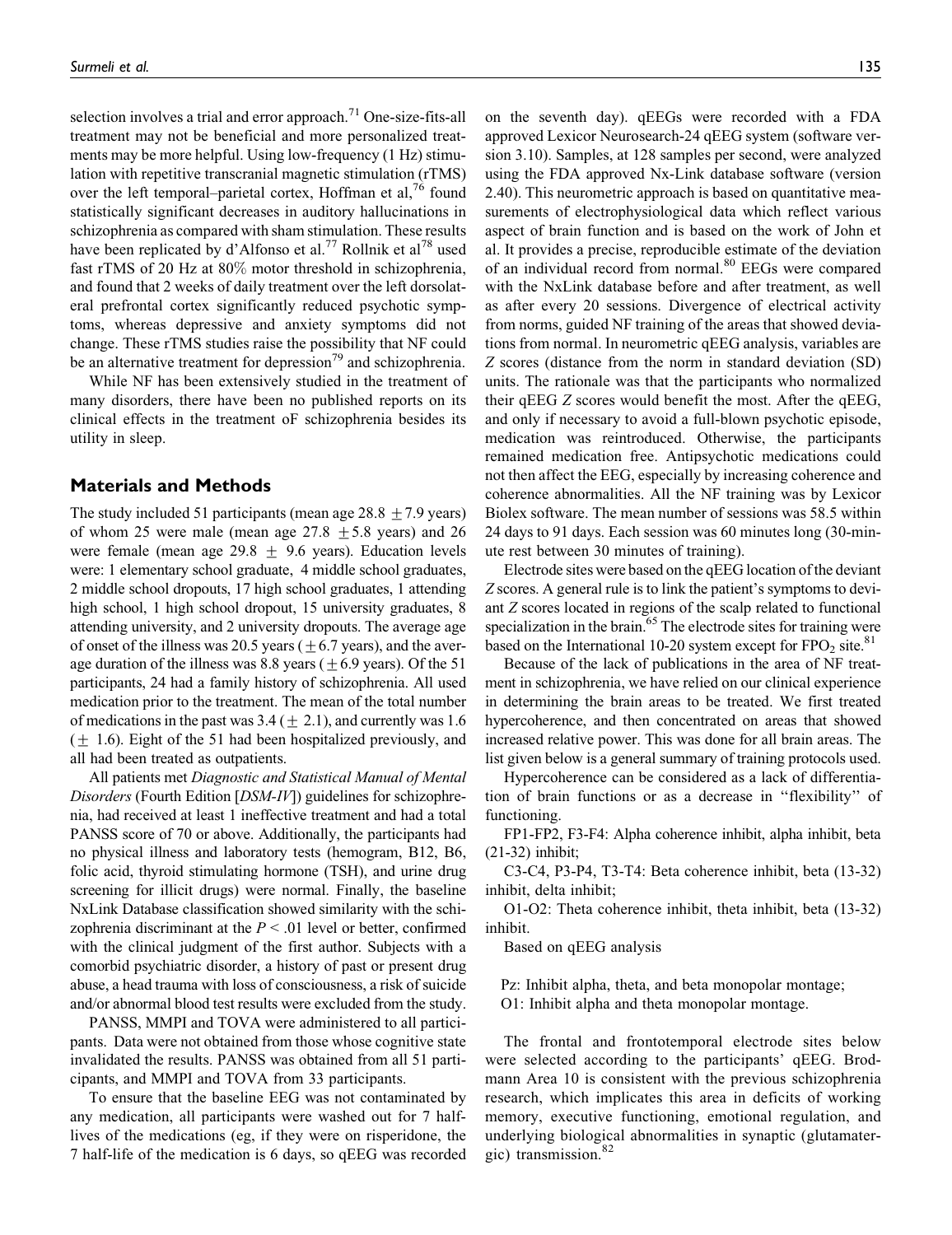selection involves a trial and error approach.[71] One-size-fits-all treatment may not be beneficial and more personalized treatments may be more helpful. Using low-frequency (1 Hz) stimulation with repetitive transcranial magnetic stimulation (rTMS) over the left temporal–parietal cortex, Hoffman et al,[76] found statistically significant decreases in auditory hallucinations in schizophrenia as compared with sham stimulation. These results have been replicated by d'Alfonso et al.[77] Rollnik et al[78] used fast rTMS of 20 Hz at 80% motor threshold in schizophrenia, and found that 2 weeks of daily treatment over the left dorsolateral prefrontal cortex significantly reduced psychotic symptoms, whereas depressive and anxiety symptoms did not change. These rTMS studies raise the possibility that NF could be an alternative treatment for depression[79] and schizophrenia.

While NF has been extensively studied in the treatment of many disorders, there have been no published reports on its clinical effects in the treatment oF schizophrenia besides its utility in sleep.

## Materials and Methods

The study included 51 participants (mean age 28.8 $\pm$7.9 years) of whom 25 were male (mean age 27.8 $\pm$5.8 years) and 26 were female (mean age 29.8 $\pm$ 9.6 years). Education levels were: 1 elementary school graduate, 4 middle school graduates, 2 middle school dropouts, 17 high school graduates, 1 attending high school, 1 high school dropout, 15 university graduates, 8 attending university, and 2 university dropouts. The average age of onset of the illness was 20.5 years ($\pm$6.7 years), and the average duration of the illness was 8.8 years ($\pm$6.9 years). Of the 51 participants, 24 had a family history of schizophrenia. All used medication prior to the treatment. The mean of the total number of medications in the past was 3.4 ($\pm$ 2.1), and currently was 1.6 ($\pm$ 1.6). Eight of the 51 had been hospitalized previously, and all had been treated as outpatients.

All patients met *Diagnostic and Statistical Manual of Mental Disorders* (Fourth Edition [*DSM-IV*]) guidelines for schizophrenia, had received at least 1 ineffective treatment and had a total PANSS score of 70 or above. Additionally, the participants had no physical illness and laboratory tests (hemogram, B12, B6, folic acid, thyroid stimulating hormone (TSH), and urine drug screening for illicit drugs) were normal. Finally, the baseline NxLink Database classification showed similarity with the schizophrenia discriminant at the $P < .01$ level or better, confirmed with the clinical judgment of the first author. Subjects with a comorbid psychiatric disorder, a history of past or present drug abuse, a head trauma with loss of consciousness, a risk of suicide and/or abnormal blood test results were excluded from the study.

PANSS, MMPI and TOVA were administered to all participants. Data were not obtained from those whose cognitive state invalidated the results. PANSS was obtained from all 51 participants, and MMPI and TOVA from 33 participants.

To ensure that the baseline EEG was not contaminated by any medication, all participants were washed out for 7 half-lives of the medications (eg, if they were on risperidone, the 7 half-life of the medication is 6 days, so qEEG was recorded on the seventh day). qEEGs were recorded with a FDA approved Lexicor Neurosearch-24 qEEG system (software version 3.10). Samples, at 128 samples per second, were analyzed using the FDA approved Nx-Link database software (version 2.40). This neurometric approach is based on quantitative measurements of electrophysiological data which reflect various aspect of brain function and is based on the work of John et al. It provides a precise, reproducible estimate of the deviation of an individual record from normal.[80] EEGs were compared with the NxLink database before and after treatment, as well as after every 20 sessions. Divergence of electrical activity from norms, guided NF training of the areas that showed deviations from normal. In neurometric qEEG analysis, variables are *Z* scores (distance from the norm in standard deviation (SD) units. The rationale was that the participants who normalized their qEEG *Z* scores would benefit the most. After the qEEG, and only if necessary to avoid a full-blown psychotic episode, medication was reintroduced. Otherwise, the participants remained medication free. Antipsychotic medications could not then affect the EEG, especially by increasing coherence and coherence abnormalities. All the NF training was by Lexicor Biolex software. The mean number of sessions was 58.5 within 24 days to 91 days. Each session was 60 minutes long (30-minute rest between 30 minutes of training).

Electrode sites were based on the qEEG location of the deviant *Z* scores. A general rule is to link the patient's symptoms to deviant *Z* scores located in regions of the scalp related to functional specialization in the brain.[65] The electrode sites for training were based on the International 10-20 system except for $FPO_2$ site.[81]

Because of the lack of publications in the area of NF treatment in schizophrenia, we have relied on our clinical experience in determining the brain areas to be treated. We first treated hypercoherence, and then concentrated on areas that showed increased relative power. This was done for all brain areas. The list given below is a general summary of training protocols used.

Hypercoherence can be considered as a lack of differentiation of brain functions or as a decrease in "flexibility" of functioning.

FP1-FP2, F3-F4: Alpha coherence inhibit, alpha inhibit, beta (21-32) inhibit;

C3-C4, P3-P4, T3-T4: Beta coherence inhibit, beta (13-32) inhibit, delta inhibit;

O1-O2: Theta coherence inhibit, theta inhibit, beta (13-32) inhibit.

Based on qEEG analysis

Pz: Inhibit alpha, theta, and beta monopolar montage;
O1: Inhibit alpha and theta monopolar montage.

The frontal and frontotemporal electrode sites below were selected according to the participants' qEEG. Brodmann Area 10 is consistent with the previous schizophrenia research, which implicates this area in deficits of working memory, executive functioning, emotional regulation, and underlying biological abnormalities in synaptic (glutamatergic) transmission.[82]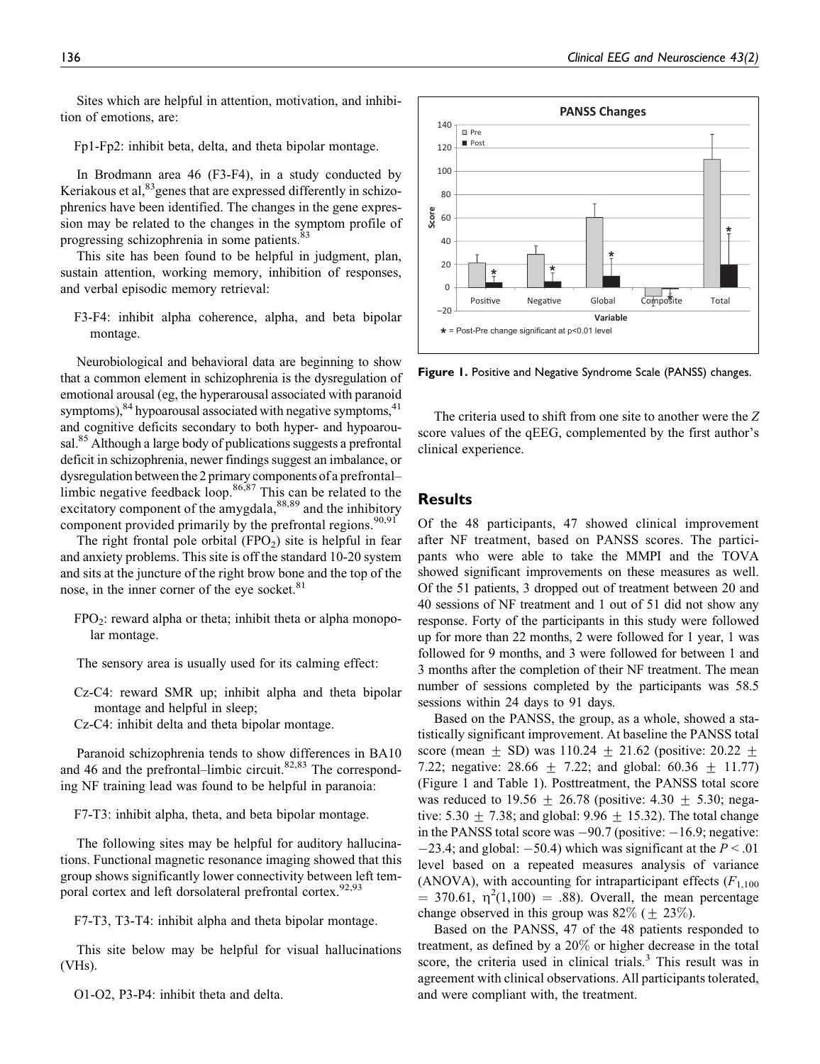Sites which are helpful in attention, motivation, and inhibition of emotions, are:

Fp1-Fp2: inhibit beta, delta, and theta bipolar montage.

In Brodmann area 46 (F3-F4), in a study conducted by Keriakous et al,[83] genes that are expressed differently in schizophrenics have been identified. The changes in the gene expression may be related to the changes in the symptom profile of progressing schizophrenia in some patients.[83]

This site has been found to be helpful in judgment, plan, sustain attention, working memory, inhibition of responses, and verbal episodic memory retrieval:

F3-F4: inhibit alpha coherence, alpha, and beta bipolar montage.

Neurobiological and behavioral data are beginning to show that a common element in schizophrenia is the dysregulation of emotional arousal (eg, the hyperarousal associated with paranoid symptoms),[84] hypoarousal associated with negative symptoms,[41] and cognitive deficits secondary to both hyper- and hypoarousal.[85] Although a large body of publications suggests a prefrontal deficit in schizophrenia, newer findings suggest an imbalance, or dysregulation between the 2 primary components of a prefrontal–limbic negative feedback loop.[86,87] This can be related to the excitatory component of the amygdala,[88,89] and the inhibitory component provided primarily by the prefrontal regions.[90,91]

The right frontal pole orbital ($FPO_2$) site is helpful in fear and anxiety problems. This site is off the standard 10-20 system and sits at the juncture of the right brow bone and the top of the nose, in the inner corner of the eye socket.[81]

$FPO_2$: reward alpha or theta; inhibit theta or alpha monopolar montage.

The sensory area is usually used for its calming effect:

Cz-C4: reward SMR up; inhibit alpha and theta bipolar montage and helpful in sleep;
Cz-C4: inhibit delta and theta bipolar montage.

Paranoid schizophrenia tends to show differences in BA10 and 46 and the prefrontal–limbic circuit.[82,83] The corresponding NF training lead was found to be helpful in paranoia:

F7-T3: inhibit alpha, theta, and beta bipolar montage.

The following sites may be helpful for auditory hallucinations. Functional magnetic resonance imaging showed that this group shows significantly lower connectivity between left temporal cortex and left dorsolateral prefrontal cortex.[92,93]

F7-T3, T3-T4: inhibit alpha and theta bipolar montage.

This site below may be helpful for visual hallucinations (VHs).

O1-O2, P3-P4: inhibit theta and delta.

**Figure 1.** Positive and Negative Syndrome Scale (PANSS) changes.

The criteria used to shift from one site to another were the Z score values of the qEEG, complemented by the first author's clinical experience.

## Results

Of the 48 participants, 47 showed clinical improvement after NF treatment, based on PANSS scores. The participants who were able to take the MMPI and the TOVA showed significant improvements on these measures as well. Of the 51 patients, 3 dropped out of treatment between 20 and 40 sessions of NF treatment and 1 out of 51 did not show any response. Forty of the participants in this study were followed up for more than 22 months, 2 were followed for 1 year, 1 was followed for 9 months, and 3 were followed for between 1 and 3 months after the completion of their NF treatment. The mean number of sessions completed by the participants was 58.5 sessions within 24 days to 91 days.

Based on the PANSS, the group, as a whole, showed a statistically significant improvement. At baseline the PANSS total score (mean $\pm$ SD) was 110.24 $\pm$ 21.62 (positive: 20.22 $\pm$ 7.22; negative: 28.66 $\pm$ 7.22; and global: 60.36 $\pm$ 11.77) (Figure 1 and Table 1). Posttreatment, the PANSS total score was reduced to 19.56 $\pm$ 26.78 (positive: 4.30 $\pm$ 5.30; negative: 5.30 $\pm$ 7.38; and global: 9.96 $\pm$ 15.32). The total change in the PANSS total score was −90.7 (positive: −16.9; negative: −23.4; and global: −50.4) which was significant at the $P < .01$ level based on a repeated measures analysis of variance (ANOVA), with accounting for intraparticipant effects ($F_{1,100} = 370.61$, $\eta^2(1,100) = .88$). Overall, the mean percentage change observed in this group was 82% ($\pm$ 23%).

Based on the PANSS, 47 of the 48 patients responded to treatment, as defined by a 20% or higher decrease in the total score, the criteria used in clinical trials.[3] This result was in agreement with clinical observations. All participants tolerated, and were compliant with, the treatment.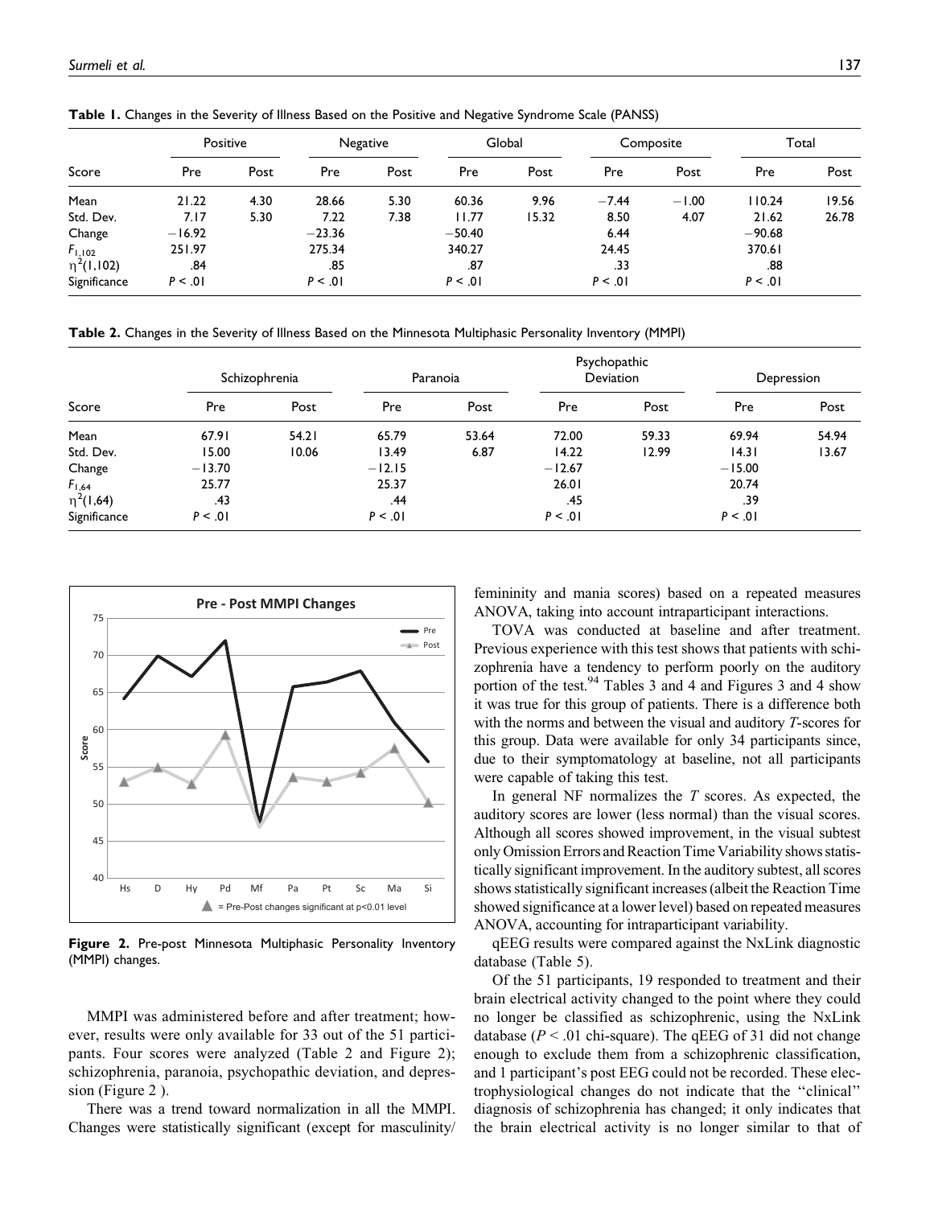**Table 1.** Changes in the Severity of Illness Based on the Positive and Negative Syndrome Scale (PANSS)

| Score | Positive | | Negative | | Global | | Composite | | Total | |
|---|---|---|---|---|---|---|---|---|---|---|
| | Pre | Post | Pre | Post | Pre | Post | Pre | Post | Pre | Post |
| Mean | 21.22 | 4.30 | 28.66 | 5.30 | 60.36 | 9.96 | −7.44 | −1.00 | 110.24 | 19.56 |
| Std. Dev. | 7.17 | 5.30 | 7.22 | 7.38 | 11.77 | 15.32 | 8.50 | 4.07 | 21.62 | 26.78 |
| Change | −16.92 | | −23.36 | | −50.40 | | 6.44 | | −90.68 | |
| $F_{1,102}$ | 251.97 | | 275.34 | | 340.27 | | 24.45 | | 370.61 | |
| $\eta^2(1,102)$ | .84 | | .85 | | .87 | | .33 | | .88 | |
| Significance | $P < .01$ | | $P < .01$ | | $P < .01$ | | $P < .01$ | | $P < .01$ | |

**Table 2.** Changes in the Severity of Illness Based on the Minnesota Multiphasic Personality Inventory (MMPI)

| Score | Schizophrenia | | Paranoia | | Psychopathic Deviation | | Depression | |
|---|---|---|---|---|---|---|---|---|
| | Pre | Post | Pre | Post | Pre | Post | Pre | Post |
| Mean | 67.91 | 54.21 | 65.79 | 53.64 | 72.00 | 59.33 | 69.94 | 54.94 |
| Std. Dev. | 15.00 | 10.06 | 13.49 | 6.87 | 14.22 | 12.99 | 14.31 | 13.67 |
| Change | −13.70 | | −12.15 | | −12.67 | | −15.00 | |
| $F_{1,64}$ | 25.77 | | 25.37 | | 26.01 | | 20.74 | |
| $\eta^2(1,64)$ | .43 | | .44 | | .45 | | .39 | |
| Significance | $P < .01$ | | $P < .01$ | | $P < .01$ | | $P < .01$ | |

**Figure 2.** Pre-post Minnesota Multiphasic Personality Inventory (MMPI) changes.

MMPI was administered before and after treatment; however, results were only available for 33 out of the 51 participants. Four scores were analyzed (Table 2 and Figure 2); schizophrenia, paranoia, psychopathic deviation, and depression (Figure 2 ).

There was a trend toward normalization in all the MMPI. Changes were statistically significant (except for masculinity/femininity and mania scores) based on a repeated measures ANOVA, taking into account intraparticipant interactions.

TOVA was conducted at baseline and after treatment. Previous experience with this test shows that patients with schizophrenia have a tendency to perform poorly on the auditory portion of the test.[94] Tables 3 and 4 and Figures 3 and 4 show it was true for this group of patients. There is a difference both with the norms and between the visual and auditory *T*-scores for this group. Data were available for only 34 participants since, due to their symptomatology at baseline, not all participants were capable of taking this test.

In general NF normalizes the *T* scores. As expected, the auditory scores are lower (less normal) than the visual scores. Although all scores showed improvement, in the visual subtest only Omission Errors and Reaction Time Variability shows statistically significant improvement. In the auditory subtest, all scores shows statistically significant increases (albeit the Reaction Time showed significance at a lower level) based on repeated measures ANOVA, accounting for intraparticipant variability.

qEEG results were compared against the NxLink diagnostic database (Table 5).

Of the 51 participants, 19 responded to treatment and their brain electrical activity changed to the point where they could no longer be classified as schizophrenic, using the NxLink database ($P < .01$ chi-square). The qEEG of 31 did not change enough to exclude them from a schizophrenic classification, and 1 participant's post EEG could not be recorded. These electrophysiological changes do not indicate that the "clinical" diagnosis of schizophrenia has changed; it only indicates that the brain electrical activity is no longer similar to that of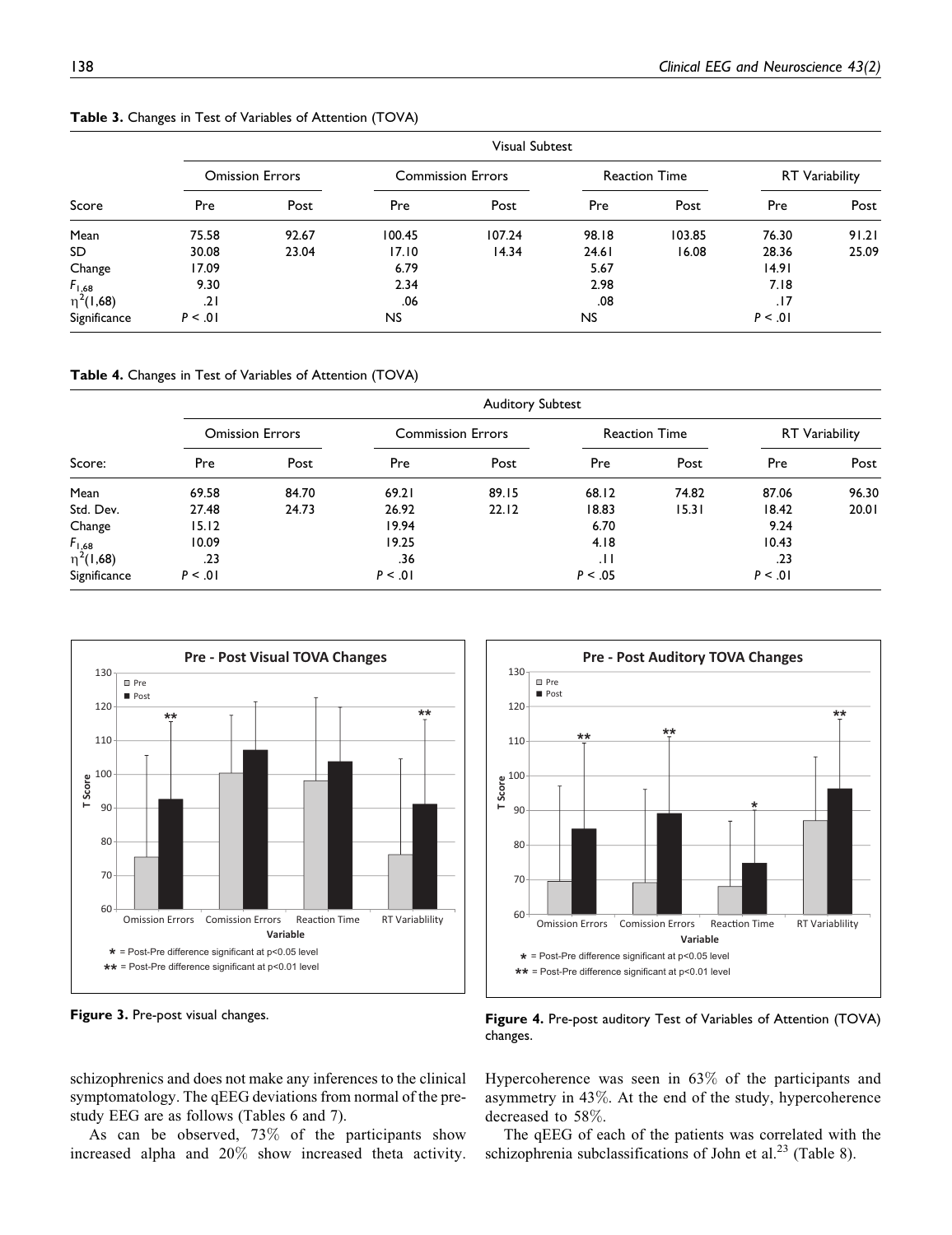**Table 3.** Changes in Test of Variables of Attention (TOVA)

| | Visual Subtest | | | | | | | |
|---|---|---|---|---|---|---|---|---|
| | Omission Errors | | Commission Errors | | Reaction Time | | RT Variability | |
| Score | Pre | Post | Pre | Post | Pre | Post | Pre | Post |
| Mean | 75.58 | 92.67 | 100.45 | 107.24 | 98.18 | 103.85 | 76.30 | 91.21 |
| SD | 30.08 | 23.04 | 17.10 | 14.34 | 24.61 | 16.08 | 28.36 | 25.09 |
| Change | 17.09 | | 6.79 | | 5.67 | | 14.91 | |
| $F_{1,68}$ | 9.30 | | 2.34 | | 2.98 | | 7.18 | |
| $\eta^2(1,68)$ | .21 | | .06 | | .08 | | .17 | |
| Significance | $P < .01$ | | NS | | NS | | $P < .01$ | |

**Table 4.** Changes in Test of Variables of Attention (TOVA)

| | Auditory Subtest | | | | | | | |
|---|---|---|---|---|---|---|---|---|
| | Omission Errors | | Commission Errors | | Reaction Time | | RT Variability | |
| Score: | Pre | Post | Pre | Post | Pre | Post | Pre | Post |
| Mean | 69.58 | 84.70 | 69.21 | 89.15 | 68.12 | 74.82 | 87.06 | 96.30 |
| Std. Dev. | 27.48 | 24.73 | 26.92 | 22.12 | 18.83 | 15.31 | 18.42 | 20.01 |
| Change | 15.12 | | 19.94 | | 6.70 | | 9.24 | |
| $F_{1,68}$ | 10.09 | | 19.25 | | 4.18 | | 10.43 | |
| $\eta^2(1,68)$ | .23 | | .36 | | .11 | | .23 | |
| Significance | $P < .01$ | | $P < .01$ | | $P < .05$ | | $P < .01$ | |

**Figure 3.** Pre-post visual changes.

**Figure 4.** Pre-post auditory Test of Variables of Attention (TOVA) changes.

schizophrenics and does not make any inferences to the clinical symptomatology. The qEEG deviations from normal of the pre-study EEG are as follows (Tables 6 and 7).

As can be observed, 73% of the participants show increased alpha and 20% show increased theta activity. Hypercoherence was seen in 63% of the participants and asymmetry in 43%. At the end of the study, hypercoherence decreased to 58%.

The qEEG of each of the patients was correlated with the schizophrenia subclassifications of John et al.[23] (Table 8).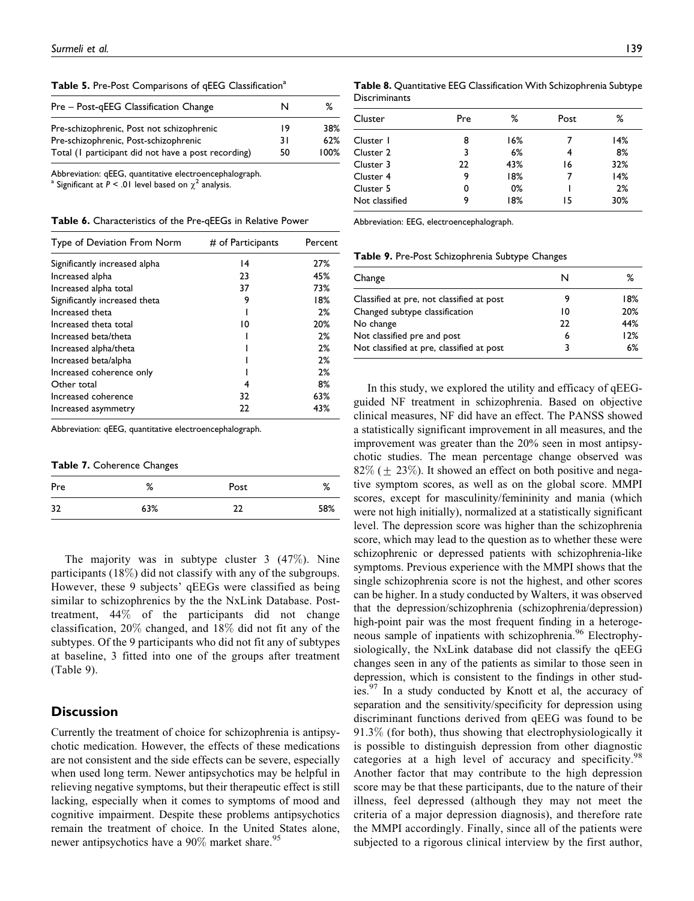**Table 5.** Pre-Post Comparisons of qEEG Classification[a]

| Pre – Post-qEEG Classification Change | N | % |
| --- | --- | --- |
| Pre-schizophrenic, Post not schizophrenic | 19 | 38% |
| Pre-schizophrenic, Post-schizophrenic | 31 | 62% |
| Total (1 participant did not have a post recording) | 50 | 100% |

Abbreviation: qEEG, quantitative electroencephalograph.
[a] Significant at $P < .01$ level based on $\chi^2$ analysis.

**Table 6.** Characteristics of the Pre-qEEGs in Relative Power

| Type of Deviation From Norm | # of Participants | Percent |
| --- | --- | --- |
| Significantly increased alpha | 14 | 27% |
| Increased alpha | 23 | 45% |
| Increased alpha total | 37 | 73% |
| Significantly increased theta | 9 | 18% |
| Increased theta | 1 | 2% |
| Increased theta total | 10 | 20% |
| Increased beta/theta | 1 | 2% |
| Increased alpha/theta | 1 | 2% |
| Increased beta/alpha | 1 | 2% |
| Increased coherence only | 1 | 2% |
| Other total | 4 | 8% |
| Increased coherence | 32 | 63% |
| Increased asymmetry | 22 | 43% |

Abbreviation: qEEG, quantitative electroencephalograph.

**Table 7.** Coherence Changes

| Pre | % | Post | % |
| --- | --- | --- | --- |
| 32 | 63% | 22 | 58% |

The majority was in subtype cluster 3 (47%). Nine participants (18%) did not classify with any of the subgroups. However, these 9 subjects' qEEGs were classified as being similar to schizophrenics by the the NxLink Database. Post-treatment, 44% of the participants did not change classification, 20% changed, and 18% did not fit any of the subtypes. Of the 9 participants who did not fit any of subtypes at baseline, 3 fitted into one of the groups after treatment (Table 9).

**Table 8.** Quantitative EEG Classification With Schizophrenia Subtype Discriminants

| Cluster | Pre | % | Post | % |
| --- | --- | --- | --- | --- |
| Cluster 1 | 8 | 16% | 7 | 14% |
| Cluster 2 | 3 | 6% | 4 | 8% |
| Cluster 3 | 22 | 43% | 16 | 32% |
| Cluster 4 | 9 | 18% | 7 | 14% |
| Cluster 5 | 0 | 0% | 1 | 2% |
| Not classified | 9 | 18% | 15 | 30% |

Abbreviation: EEG, electroencephalograph.

**Table 9.** Pre-Post Schizophrenia Subtype Changes

| Change | N | % |
| --- | --- | --- |
| Classified at pre, not classified at post | 9 | 18% |
| Changed subtype classification | 10 | 20% |
| No change | 22 | 44% |
| Not classified pre and post | 6 | 12% |
| Not classified at pre, classified at post | 3 | 6% |

## Discussion

Currently the treatment of choice for schizophrenia is antipsychotic medication. However, the effects of these medications are not consistent and the side effects can be severe, especially when used long term. Newer antipsychotics may be helpful in relieving negative symptoms, but their therapeutic effect is still lacking, especially when it comes to symptoms of mood and cognitive impairment. Despite these problems antipsychotics remain the treatment of choice. In the United States alone, newer antipsychotics have a 90% market share.[95]

In this study, we explored the utility and efficacy of qEEG-guided NF treatment in schizophrenia. Based on objective clinical measures, NF did have an effect. The PANSS showed a statistically significant improvement in all measures, and the improvement was greater than the 20% seen in most antipsychotic studies. The mean percentage change observed was 82% ($\pm$ 23%). It showed an effect on both positive and negative symptom scores, as well as on the global score. MMPI scores, except for masculinity/femininity and mania (which were not high initially), normalized at a statistically significant level. The depression score was higher than the schizophrenia score, which may lead to the question as to whether these were schizophrenic or depressed patients with schizophrenia-like symptoms. Previous experience with the MMPI shows that the single schizophrenia score is not the highest, and other scores can be higher. In a study conducted by Walters, it was observed that the depression/schizophrenia (schizophrenia/depression) high-point pair was the most frequent finding in a heterogeneous sample of inpatients with schizophrenia.[96] Electrophysiologically, the NxLink database did not classify the qEEG changes seen in any of the patients as similar to those seen in depression, which is consistent to the findings in other studies.[97] In a study conducted by Knott et al, the accuracy of separation and the sensitivity/specificity for depression using discriminant functions derived from qEEG was found to be 91.3% (for both), thus showing that electrophysiologically it is possible to distinguish depression from other diagnostic categories at a high level of accuracy and specificity.[98] Another factor that may contribute to the high depression score may be that these participants, due to the nature of their illness, feel depressed (although they may not meet the criteria of a major depression diagnosis), and therefore rate the MMPI accordingly. Finally, since all of the patients were subjected to a rigorous clinical interview by the first author,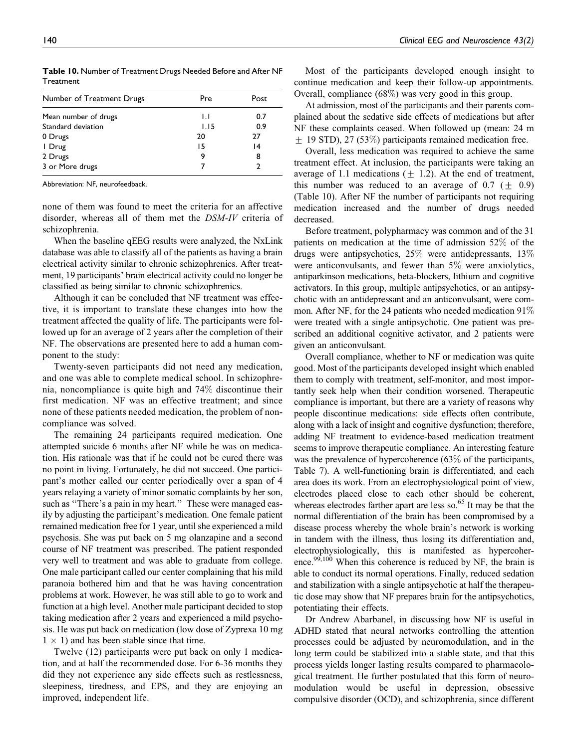**Table 10.** Number of Treatment Drugs Needed Before and After NF Treatment

| Number of Treatment Drugs | Pre | Post |
|---|---|---|
| Mean number of drugs | 1.1 | 0.7 |
| Standard deviation | 1.15 | 0.9 |
| 0 Drugs | 20 | 27 |
| 1 Drug | 15 | 14 |
| 2 Drugs | 9 | 8 |
| 3 or More drugs | 7 | 2 |

Abbreviation: NF, neurofeedback.

none of them was found to meet the criteria for an affective disorder, whereas all of them met the *DSM-IV* criteria of schizophrenia.

When the baseline qEEG results were analyzed, the NxLink database was able to classify all of the patients as having a brain electrical activity similar to chronic schizophrenics. After treatment, 19 participants' brain electrical activity could no longer be classified as being similar to chronic schizophrenics.

Although it can be concluded that NF treatment was effective, it is important to translate these changes into how the treatment affected the quality of life. The participants were followed up for an average of 2 years after the completion of their NF. The observations are presented here to add a human component to the study:

Twenty-seven participants did not need any medication, and one was able to complete medical school. In schizophrenia, noncompliance is quite high and 74% discontinue their first medication. NF was an effective treatment; and since none of these patients needed medication, the problem of noncompliance was solved.

The remaining 24 participants required medication. One attempted suicide 6 months after NF while he was on medication. His rationale was that if he could not be cured there was no point in living. Fortunately, he did not succeed. One participant's mother called our center periodically over a span of 4 years relaying a variety of minor somatic complaints by her son, such as "There's a pain in my heart." These were managed easily by adjusting the participant's medication. One female patient remained medication free for 1 year, until she experienced a mild psychosis. She was put back on 5 mg olanzapine and a second course of NF treatment was prescribed. The patient responded very well to treatment and was able to graduate from college. One male participant called our center complaining that his mild paranoia bothered him and that he was having concentration problems at work. However, he was still able to go to work and function at a high level. Another male participant decided to stop taking medication after 2 years and experienced a mild psychosis. He was put back on medication (low dose of Zyprexa 10 mg $1 \times 1$) and has been stable since that time.

Twelve (12) participants were put back on only 1 medication, and at half the recommended dose. For 6-36 months they did they not experience any side effects such as restlessness, sleepiness, tiredness, and EPS, and they are enjoying an improved, independent life.

Most of the participants developed enough insight to continue medication and keep their follow-up appointments. Overall, compliance (68%) was very good in this group.

At admission, most of the participants and their parents complained about the sedative side effects of medications but after NF these complaints ceased. When followed up (mean: 24 m $\pm$ 19 STD), 27 (53%) participants remained medication free.

Overall, less medication was required to achieve the same treatment effect. At inclusion, the participants were taking an average of 1.1 medications ($\pm$ 1.2). At the end of treatment, this number was reduced to an average of 0.7 ($\pm$ 0.9) (Table 10). After NF the number of participants not requiring medication increased and the number of drugs needed decreased.

Before treatment, polypharmacy was common and of the 31 patients on medication at the time of admission 52% of the drugs were antipsychotics, 25% were antidepressants, 13% were anticonvulsants, and fewer than 5% were anxiolytics, antiparkinson medications, beta-blockers, lithium and cognitive activators. In this group, multiple antipsychotics, or an antipsychotic with an antidepressant and an anticonvulsant, were common. After NF, for the 24 patients who needed medication 91% were treated with a single antipsychotic. One patient was prescribed an additional cognitive activator, and 2 patients were given an anticonvulsant.

Overall compliance, whether to NF or medication was quite good. Most of the participants developed insight which enabled them to comply with treatment, self-monitor, and most importantly seek help when their condition worsened. Therapeutic compliance is important, but there are a variety of reasons why people discontinue medications: side effects often contribute, along with a lack of insight and cognitive dysfunction; therefore, adding NF treatment to evidence-based medication treatment seems to improve therapeutic compliance. An interesting feature was the prevalence of hypercoherence (63% of the participants, Table 7). A well-functioning brain is differentiated, and each area does its work. From an electrophysiological point of view, electrodes placed close to each other should be coherent, whereas electrodes farther apart are less so.[65] It may be that the normal differentiation of the brain has been compromised by a disease process whereby the whole brain's network is working in tandem with the illness, thus losing its differentiation and, electrophysiologically, this is manifested as hypercoherence.[99,100] When this coherence is reduced by NF, the brain is able to conduct its normal operations. Finally, reduced sedation and stabilization with a single antipsychotic at half the therapeutic dose may show that NF prepares brain for the antipsychotics, potentiating their effects.

Dr Andrew Abarbanel, in discussing how NF is useful in ADHD stated that neural networks controlling the attention processes could be adjusted by neuromodulation, and in the long term could be stabilized into a stable state, and that this process yields longer lasting results compared to pharmacological treatment. He further postulated that this form of neuromodulation would be useful in depression, obsessive compulsive disorder (OCD), and schizophrenia, since different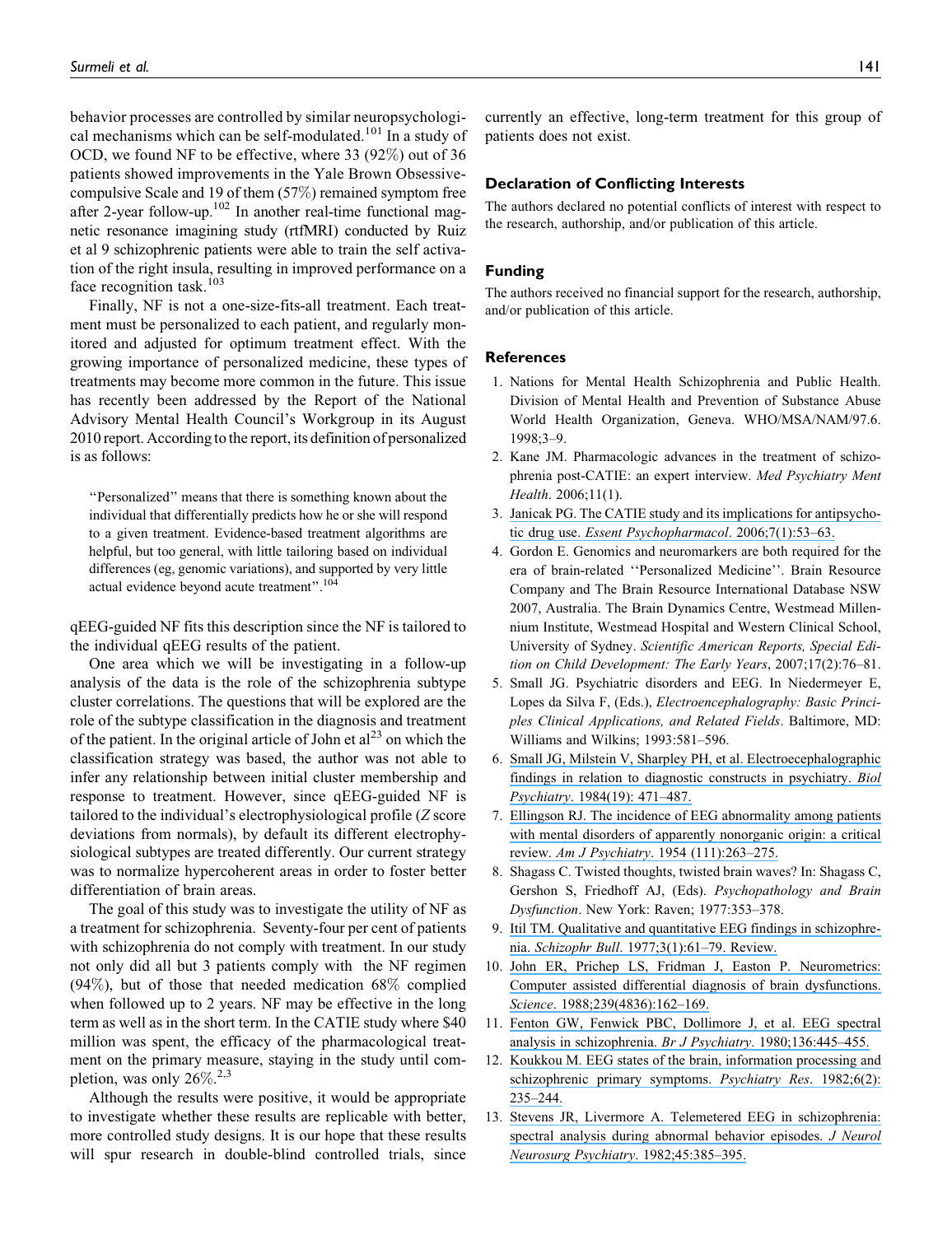behavior processes are controlled by similar neuropsychological mechanisms which can be self-modulated.[101] In a study of OCD, we found NF to be effective, where 33 (92%) out of 36 patients showed improvements in the Yale Brown Obsessive-compulsive Scale and 19 of them (57%) remained symptom free after 2-year follow-up.[102] In another real-time functional magnetic resonance imaging study (rtfMRI) conducted by Ruiz et al 9 schizophrenic patients were able to train the self activation of the right insula, resulting in improved performance on a face recognition task.[103]

Finally, NF is not a one-size-fits-all treatment. Each treatment must be personalized to each patient, and regularly monitored and adjusted for optimum treatment effect. With the growing importance of personalized medicine, these types of treatments may become more common in the future. This issue has recently been addressed by the Report of the National Advisory Mental Health Council's Workgroup in its August 2010 report. According to the report, its definition of personalized is as follows:

> ''Personalized'' means that there is something known about the individual that differentially predicts how he or she will respond to a given treatment. Evidence-based treatment algorithms are helpful, but too general, with little tailoring based on individual differences (eg, genomic variations), and supported by very little actual evidence beyond acute treatment''.[104]

qEEG-guided NF fits this description since the NF is tailored to the individual qEEG results of the patient.

One area which we will be investigating in a follow-up analysis of the data is the role of the schizophrenia subtype cluster correlations. The questions that will be explored are the role of the subtype classification in the diagnosis and treatment of the patient. In the original article of John et al[23] on which the classification strategy was based, the author was not able to infer any relationship between initial cluster membership and response to treatment. However, since qEEG-guided NF is tailored to the individual's electrophysiological profile (*Z* score deviations from normals), by default its different electrophysiological subtypes are treated differently. Our current strategy was to normalize hypercoherent areas in order to foster better differentiation of brain areas.

The goal of this study was to investigate the utility of NF as a treatment for schizophrenia. Seventy-four per cent of patients with schizophrenia do not comply with treatment. In our study not only did all but 3 patients comply with the NF regimen (94%), but of those that needed medication 68% complied when followed up to 2 years. NF may be effective in the long term as well as in the short term. In the CATIE study where $40 million was spent, the efficacy of the pharmacological treatment on the primary measure, staying in the study until completion, was only 26%.[2,3]

Although the results were positive, it would be appropriate to investigate whether these results are replicable with better, more controlled study designs. It is our hope that these results will spur research in double-blind controlled trials, since currently an effective, long-term treatment for this group of patients does not exist.

## Declaration of Conflicting Interests

The authors declared no potential conflicts of interest with respect to the research, authorship, and/or publication of this article.

## Funding

The authors received no financial support for the research, authorship, and/or publication of this article.

## References

1. Nations for Mental Health Schizophrenia and Public Health. Division of Mental Health and Prevention of Substance Abuse World Health Organization, Geneva. WHO/MSA/NAM/97.6. 1998;3–9.
2. Kane JM. Pharmacologic advances in the treatment of schizophrenia post-CATIE: an expert interview. *Med Psychiatry Ment Health*. 2006;11(1).
3. Janicak PG. The CATIE study and its implications for antipsychotic drug use. *Essent Psychopharmacol*. 2006;7(1):53–63.
4. Gordon E. Genomics and neuromarkers are both required for the era of brain-related ''Personalized Medicine''. Brain Resource Company and The Brain Resource International Database NSW 2007, Australia. The Brain Dynamics Centre, Westmead Millennium Institute, Westmead Hospital and Western Clinical School, University of Sydney. *Scientific American Reports, Special Edition on Child Development: The Early Years*, 2007;17(2):76–81.
5. Small JG. Psychiatric disorders and EEG. In Niedermeyer E, Lopes da Silva F, (Eds.), *Electroencephalography: Basic Principles Clinical Applications, and Related Fields*. Baltimore, MD: Williams and Wilkins; 1993:581–596.
6. Small JG, Milstein V, Sharpley PH, et al. Electroecephalographic findings in relation to diagnostic constructs in psychiatry. *Biol Psychiatry*. 1984(19): 471–487.
7. Ellingson RJ. The incidence of EEG abnormality among patients with mental disorders of apparently nonorganic origin: a critical review. *Am J Psychiatry*. 1954 (111):263–275.
8. Shagass C. Twisted thoughts, twisted brain waves? In: Shagass C, Gershon S, Friedhoff AJ, (Eds). *Psychopathology and Brain Dysfunction*. New York: Raven; 1977:353–378.
9. Itil TM. Qualitative and quantitative EEG findings in schizophrenia. *Schizophr Bull*. 1977;3(1):61–79. Review.
10. John ER, Prichep LS, Fridman J, Easton P. Neurometrics: Computer assisted differential diagnosis of brain dysfunctions. *Science*. 1988;239(4836):162–169.
11. Fenton GW, Fenwick PBC, Dollimore J, et al. EEG spectral analysis in schizophrenia. *Br J Psychiatry*. 1980;136:445–455.
12. Koukkou M. EEG states of the brain, information processing and schizophrenic primary symptoms. *Psychiatry Res*. 1982;6(2): 235–244.
13. Stevens JR, Livermore A. Telemetered EEG in schizophrenia: spectral analysis during abnormal behavior episodes. *J Neurol Neurosurg Psychiatry*. 1982;45:385–395.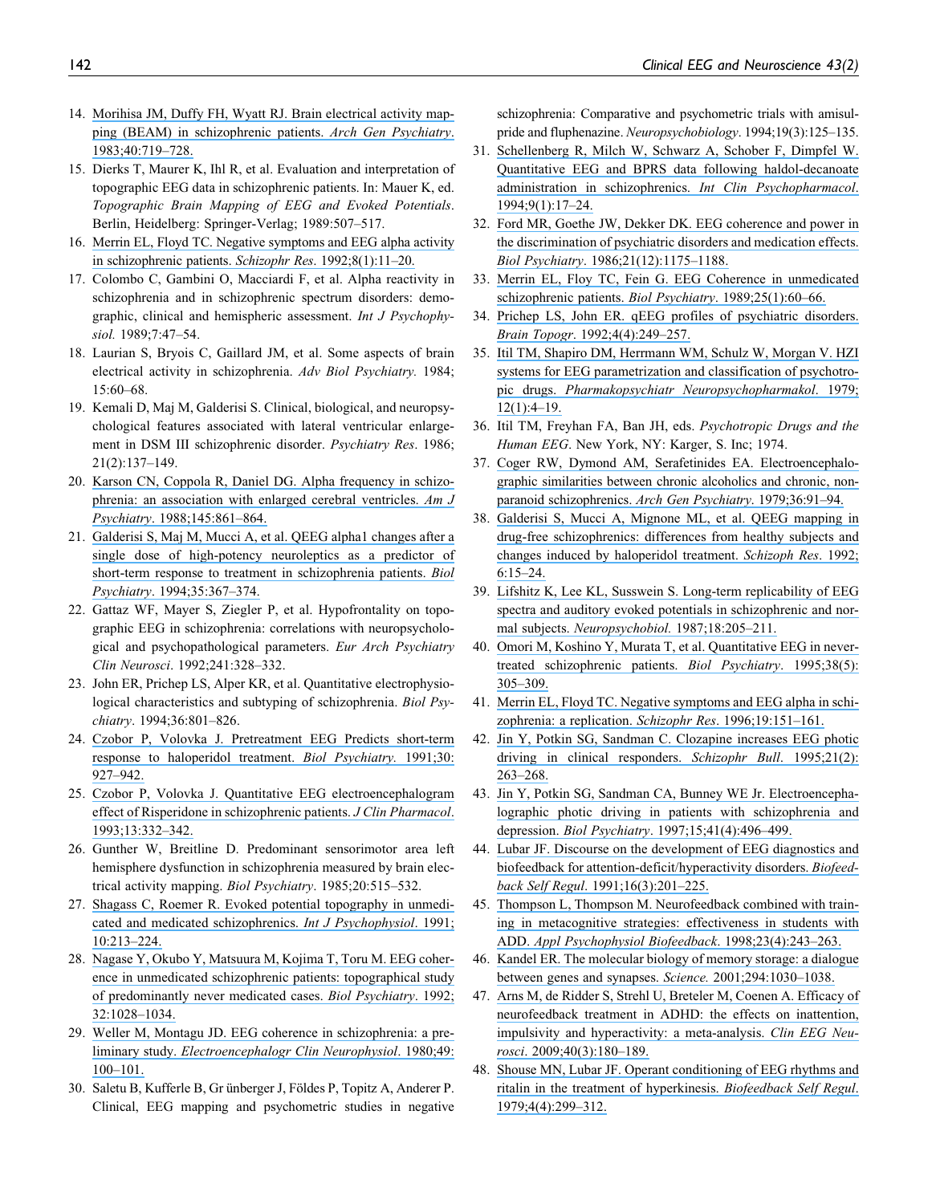14. Morihisa JM, Duffy FH, Wyatt RJ. Brain electrical activity mapping (BEAM) in schizophrenic patients. *Arch Gen Psychiatry*. 1983;40:719–728.
15. Dierks T, Maurer K, Ihl R, et al. Evaluation and interpretation of topographic EEG data in schizophrenic patients. In: Mauer K, ed. *Topographic Brain Mapping of EEG and Evoked Potentials*. Berlin, Heidelberg: Springer-Verlag; 1989:507–517.
16. Merrin EL, Floyd TC. Negative symptoms and EEG alpha activity in schizophrenic patients. *Schizophr Res*. 1992;8(1):11–20.
17. Colombo C, Gambini O, Macciardi F, et al. Alpha reactivity in schizophrenia and in schizophrenic spectrum disorders: demographic, clinical and hemispheric assessment. *Int J Psychophysiol.* 1989;7:47–54.
18. Laurian S, Bryois C, Gaillard JM, et al. Some aspects of brain electrical activity in schizophrenia. *Adv Biol Psychiatry.* 1984; 15:60–68.
19. Kemali D, Maj M, Galderisi S. Clinical, biological, and neuropsychological features associated with lateral ventricular enlargement in DSM III schizophrenic disorder. *Psychiatry Res*. 1986; 21(2):137–149.
20. Karson CN, Coppola R, Daniel DG. Alpha frequency in schizophrenia: an association with enlarged cerebral ventricles. *Am J Psychiatry*. 1988;145:861–864.
21. Galderisi S, Maj M, Mucci A, et al. QEEG alpha1 changes after a single dose of high-potency neuroleptics as a predictor of short-term response to treatment in schizophrenia patients. *Biol Psychiatry*. 1994;35:367–374.
22. Gattaz WF, Mayer S, Ziegler P, et al. Hypofrontality on topographic EEG in schizophrenia: correlations with neuropsychological and psychopathological parameters. *Eur Arch Psychiatry Clin Neurosci*. 1992;241:328–332.
23. John ER, Prichep LS, Alper KR, et al. Quantitative electrophysiological characteristics and subtyping of schizophrenia. *Biol Psychiatry*. 1994;36:801–826.
24. Czobor P, Volovka J. Pretreatment EEG Predicts short-term response to haloperidol treatment. *Biol Psychiatry.* 1991;30: 927–942.
25. Czobor P, Volovka J. Quantitative EEG electroencephalogram effect of Risperidone in schizophrenic patients. *J Clin Pharmacol*. 1993;13:332–342.
26. Gunther W, Breitline D. Predominant sensorimotor area left hemisphere dysfunction in schizophrenia measured by brain electrical activity mapping. *Biol Psychiatry*. 1985;20:515–532.
27. Shagass C, Roemer R. Evoked potential topography in unmedicated and medicated schizophrenics. *Int J Psychophysiol*. 1991; 10:213–224.
28. Nagase Y, Okubo Y, Matsuura M, Kojima T, Toru M. EEG coherence in unmedicated schizophrenic patients: topographical study of predominantly never medicated cases. *Biol Psychiatry*. 1992; 32:1028–1034.
29. Weller M, Montagu JD. EEG coherence in schizophrenia: a preliminary study. *Electroencephalogr Clin Neurophysiol*. 1980;49: 100–101.
30. Saletu B, Kufferle B, Gr ünberger J, Földes P, Topitz A, Anderer P. Clinical, EEG mapping and psychometric studies in negative schizophrenia: Comparative and psychometric trials with amisulpride and fluphenazine. *Neuropsychobiology*. 1994;19(3):125–135.
31. Schellenberg R, Milch W, Schwarz A, Schober F, Dimpfel W. Quantitative EEG and BPRS data following haldol-decanoate administration in schizophrenics. *Int Clin Psychopharmacol*. 1994;9(1):17–24.
32. Ford MR, Goethe JW, Dekker DK. EEG coherence and power in the discrimination of psychiatric disorders and medication effects. *Biol Psychiatry*. 1986;21(12):1175–1188.
33. Merrin EL, Floy TC, Fein G. EEG Coherence in unmedicated schizophrenic patients. *Biol Psychiatry*. 1989;25(1):60–66.
34. Prichep LS, John ER. qEEG profiles of psychiatric disorders. *Brain Topogr*. 1992;4(4):249–257.
35. Itil TM, Shapiro DM, Herrmann WM, Schulz W, Morgan V. HZI systems for EEG parametrization and classification of psychotropic drugs. *Pharmakopsychiatr Neuropsychopharmakol*. 1979; 12(1):4–19.
36. Itil TM, Freyhan FA, Ban JH, eds. *Psychotropic Drugs and the Human EEG*. New York, NY: Karger, S. Inc; 1974.
37. Coger RW, Dymond AM, Serafetinides EA. Electroencephalographic similarities between chronic alcoholics and chronic, nonparanoid schizophrenics. *Arch Gen Psychiatry*. 1979;36:91–94.
38. Galderisi S, Mucci A, Mignone ML, et al. QEEG mapping in drug-free schizophrenics: differences from healthy subjects and changes induced by haloperidol treatment. *Schizoph Res*. 1992; 6:15–24.
39. Lifshitz K, Lee KL, Susswein S. Long-term replicability of EEG spectra and auditory evoked potentials in schizophrenic and normal subjects. *Neuropsychobiol.* 1987;18:205–211.
40. Omori M, Koshino Y, Murata T, et al. Quantitative EEG in never-treated schizophrenic patients. *Biol Psychiatry*. 1995;38(5): 305–309.
41. Merrin EL, Floyd TC. Negative symptoms and EEG alpha in schizophrenia: a replication. *Schizophr Res*. 1996;19:151–161.
42. Jin Y, Potkin SG, Sandman C. Clozapine increases EEG photic driving in clinical responders. *Schizophr Bull*. 1995;21(2): 263–268.
43. Jin Y, Potkin SG, Sandman CA, Bunney WE Jr. Electroencephalographic photic driving in patients with schizophrenia and depression. *Biol Psychiatry*. 1997;15;41(4):496–499.
44. Lubar JF. Discourse on the development of EEG diagnostics and biofeedback for attention-deficit/hyperactivity disorders. *Biofeedback Self Regul*. 1991;16(3):201–225.
45. Thompson L, Thompson M. Neurofeedback combined with training in metacognitive strategies: effectiveness in students with ADD. *Appl Psychophysiol Biofeedback*. 1998;23(4):243–263.
46. Kandel ER. The molecular biology of memory storage: a dialogue between genes and synapses. *Science.* 2001;294:1030–1038.
47. Arns M, de Ridder S, Strehl U, Breteler M, Coenen A. Efficacy of neurofeedback treatment in ADHD: the effects on inattention, impulsivity and hyperactivity: a meta-analysis. *Clin EEG Neurosci*. 2009;40(3):180–189.
48. Shouse MN, Lubar JF. Operant conditioning of EEG rhythms and ritalin in the treatment of hyperkinesis. *Biofeedback Self Regul*. 1979;4(4):299–312.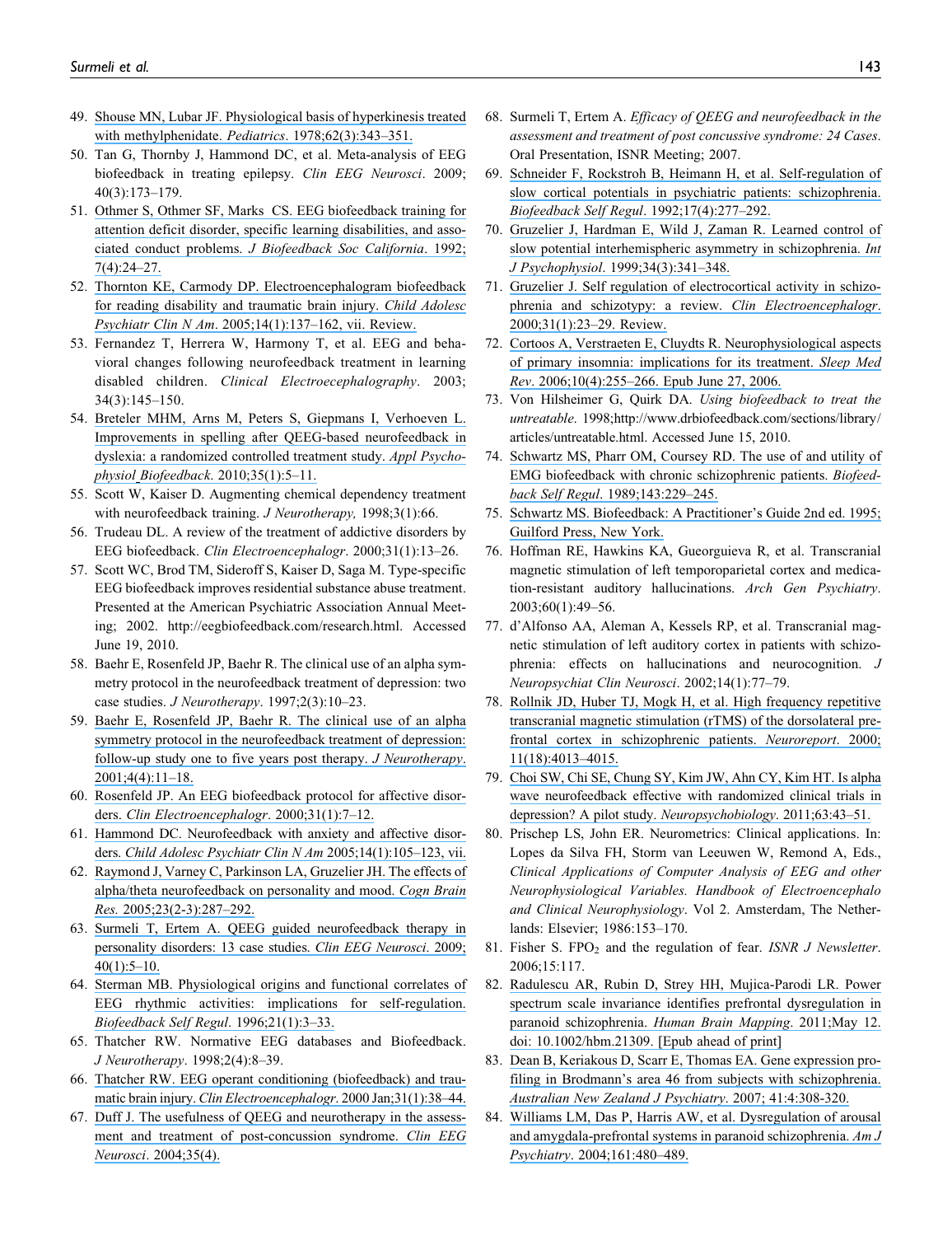49. Shouse MN, Lubar JF. Physiological basis of hyperkinesis treated with methylphenidate. *Pediatrics*. 1978;62(3):343–351.
50. Tan G, Thornby J, Hammond DC, et al. Meta-analysis of EEG biofeedback in treating epilepsy. *Clin EEG Neurosci*. 2009; 40(3):173–179.
51. Othmer S, Othmer SF, Marks CS. EEG biofeedback training for attention deficit disorder, specific learning disabilities, and associated conduct problems. *J Biofeedback Soc California*. 1992; 7(4):24–27.
52. Thornton KE, Carmody DP. Electroencephalogram biofeedback for reading disability and traumatic brain injury. *Child Adolesc Psychiatr Clin N Am*. 2005;14(1):137–162, vii. Review.
53. Fernandez T, Herrera W, Harmony T, et al. EEG and behavioral changes following neurofeedback treatment in learning disabled children. *Clinical Electroecephalography*. 2003; 34(3):145–150.
54. Breteler MHM, Arns M, Peters S, Giepmans I, Verhoeven L. Improvements in spelling after QEEG-based neurofeedback in dyslexia: a randomized controlled treatment study. *Appl Psychophysiol Biofeedback*. 2010;35(1):5–11.
55. Scott W, Kaiser D. Augmenting chemical dependency treatment with neurofeedback training. *J Neurotherapy,* 1998;3(1):66.
56. Trudeau DL. A review of the treatment of addictive disorders by EEG biofeedback. *Clin Electroencephalogr*. 2000;31(1):13–26.
57. Scott WC, Brod TM, Sideroff S, Kaiser D, Saga M. Type-specific EEG biofeedback improves residential substance abuse treatment. Presented at the American Psychiatric Association Annual Meeting; 2002. http://eegbiofeedback.com/research.html. Accessed June 19, 2010.
58. Baehr E, Rosenfeld JP, Baehr R. The clinical use of an alpha symmetry protocol in the neurofeedback treatment of depression: two case studies. *J Neurotherapy*. 1997;2(3):10–23.
59. Baehr E, Rosenfeld JP, Baehr R. The clinical use of an alpha symmetry protocol in the neurofeedback treatment of depression: follow-up study one to five years post therapy. *J Neurotherapy*. 2001;4(4):11–18.
60. Rosenfeld JP. An EEG biofeedback protocol for affective disorders. *Clin Electroencephalogr*. 2000;31(1):7–12.
61. Hammond DC. Neurofeedback with anxiety and affective disorders. *Child Adolesc Psychiatr Clin N Am* 2005;14(1):105–123, vii.
62. Raymond J, Varney C, Parkinson LA, Gruzelier JH. The effects of alpha/theta neurofeedback on personality and mood. *Cogn Brain Res*. 2005;23(2-3):287–292.
63. Surmeli T, Ertem A. QEEG guided neurofeedback therapy in personality disorders: 13 case studies. *Clin EEG Neurosci*. 2009; 40(1):5–10.
64. Sterman MB. Physiological origins and functional correlates of EEG rhythmic activities: implications for self-regulation. *Biofeedback Self Regul*. 1996;21(1):3–33.
65. Thatcher RW. Normative EEG databases and Biofeedback. *J Neurotherapy*. 1998;2(4):8–39.
66. Thatcher RW. EEG operant conditioning (biofeedback) and traumatic brain injury. *Clin Electroencephalogr*. 2000 Jan;31(1):38–44.
67. Duff J. The usefulness of QEEG and neurotherapy in the assessment and treatment of post-concussion syndrome. *Clin EEG Neurosci*. 2004;35(4).
68. Surmeli T, Ertem A. *Efficacy of QEEG and neurofeedback in the assessment and treatment of post concussive syndrome: 24 Cases*. Oral Presentation, ISNR Meeting; 2007.
69. Schneider F, Rockstroh B, Heimann H, et al. Self-regulation of slow cortical potentials in psychiatric patients: schizophrenia. *Biofeedback Self Regul*. 1992;17(4):277–292.
70. Gruzelier J, Hardman E, Wild J, Zaman R. Learned control of slow potential interhemispheric asymmetry in schizophrenia. *Int J Psychophysiol*. 1999;34(3):341–348.
71. Gruzelier J. Self regulation of electrocortical activity in schizophrenia and schizotypy: a review. *Clin Electroencephalogr*. 2000;31(1):23–29. Review.
72. Cortoos A, Verstraeten E, Cluydts R. Neurophysiological aspects of primary insomnia: implications for its treatment. *Sleep Med Rev*. 2006;10(4):255–266. Epub June 27, 2006.
73. Von Hilsheimer G, Quirk DA. *Using biofeedback to treat the untreatable*. 1998;http://www.drbiofeedback.com/sections/library/articles/untreatable.html. Accessed June 15, 2010.
74. Schwartz MS, Pharr OM, Coursey RD. The use of and utility of EMG biofeedback with chronic schizophrenic patients. *Biofeedback Self Regul*. 1989;143:229–245.
75. Schwartz MS. Biofeedback: A Practitioner's Guide 2nd ed. 1995; Guilford Press, New York.
76. Hoffman RE, Hawkins KA, Gueorguieva R, et al. Transcranial magnetic stimulation of left temporoparietal cortex and medication-resistant auditory hallucinations. *Arch Gen Psychiatry*. 2003;60(1):49–56.
77. d'Alfonso AA, Aleman A, Kessels RP, et al. Transcranial magnetic stimulation of left auditory cortex in patients with schizophrenia: effects on hallucinations and neurocognition. *J Neuropsychiat Clin Neurosci*. 2002;14(1):77–79.
78. Rollnik JD, Huber TJ, Mogk H, et al. High frequency repetitive transcranial magnetic stimulation (rTMS) of the dorsolateral prefrontal cortex in schizophrenic patients. *Neuroreport*. 2000; 11(18):4013–4015.
79. Choi SW, Chi SE, Chung SY, Kim JW, Ahn CY, Kim HT. Is alpha wave neurofeedback effective with randomized clinical trials in depression? A pilot study. *Neuropsychobiology*. 2011;63:43–51.
80. Prischep LS, John ER. Neurometrics: Clinical applications. In: Lopes da Silva FH, Storm van Leeuwen W, Remond A, Eds., *Clinical Applications of Computer Analysis of EEG and other Neurophysiological Variables. Handbook of Electroencephalo and Clinical Neurophysiology*. Vol 2. Amsterdam, The Netherlands: Elsevier; 1986:153–170.
81. Fisher S. $FPO_2$ and the regulation of fear. *ISNR J Newsletter*. 2006;15:117.
82. Radulescu AR, Rubin D, Strey HH, Mujica-Parodi LR. Power spectrum scale invariance identifies prefrontal dysregulation in paranoid schizophrenia. *Human Brain Mapping*. 2011;May 12. doi: 10.1002/hbm.21309. [Epub ahead of print]
83. Dean B, Keriakous D, Scarr E, Thomas EA. Gene expression profiling in Brodmann's area 46 from subjects with schizophrenia. *Australian New Zealand J Psychiatry*. 2007; 41:4:308-320.
84. Williams LM, Das P, Harris AW, et al. Dysregulation of arousal and amygdala-prefrontal systems in paranoid schizophrenia. *Am J Psychiatry*. 2004;161:480–489.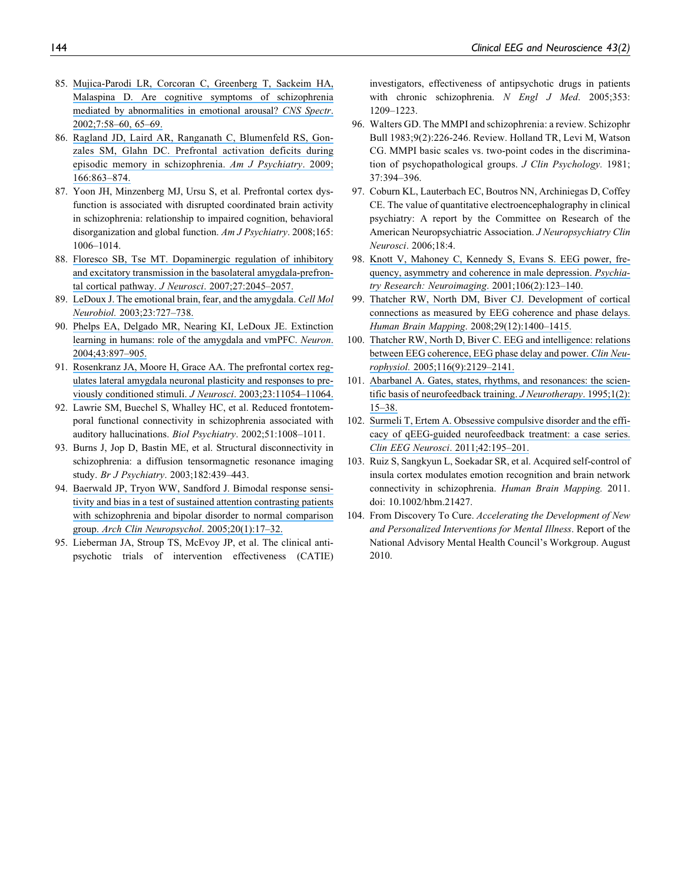85. Mujica-Parodi LR, Corcoran C, Greenberg T, Sackeim HA, Malaspina D. Are cognitive symptoms of schizophrenia mediated by abnormalities in emotional arousal? *CNS Spectr*. 2002;7:58–60, 65–69.
86. Ragland JD, Laird AR, Ranganath C, Blumenfeld RS, Gonzales SM, Glahn DC. Prefrontal activation deficits during episodic memory in schizophrenia. *Am J Psychiatry*. 2009; 166:863–874.
87. Yoon JH, Minzenberg MJ, Ursu S, et al. Prefrontal cortex dysfunction is associated with disrupted coordinated brain activity in schizophrenia: relationship to impaired cognition, behavioral disorganization and global function. *Am J Psychiatry*. 2008;165: 1006–1014.
88. Floresco SB, Tse MT. Dopaminergic regulation of inhibitory and excitatory transmission in the basolateral amygdala-prefrontal cortical pathway. *J Neurosci*. 2007;27:2045–2057.
89. LeDoux J. The emotional brain, fear, and the amygdala. *Cell Mol Neurobiol.* 2003;23:727–738.
90. Phelps EA, Delgado MR, Nearing KI, LeDoux JE. Extinction learning in humans: role of the amygdala and vmPFC. *Neuron*. 2004;43:897–905.
91. Rosenkranz JA, Moore H, Grace AA. The prefrontal cortex regulates lateral amygdala neuronal plasticity and responses to previously conditioned stimuli. *J Neurosci*. 2003;23:11054–11064.
92. Lawrie SM, Buechel S, Whalley HC, et al. Reduced frontotemporal functional connectivity in schizophrenia associated with auditory hallucinations. *Biol Psychiatry*. 2002;51:1008–1011.
93. Burns J, Jop D, Bastin ME, et al. Structural disconnectivity in schizophrenia: a diffusion tensormagnetic resonance imaging study. *Br J Psychiatry*. 2003;182:439–443.
94. Baerwald JP, Tryon WW, Sandford J. Bimodal response sensitivity and bias in a test of sustained attention contrasting patients with schizophrenia and bipolar disorder to normal comparison group. *Arch Clin Neuropsychol*. 2005;20(1):17–32.
95. Lieberman JA, Stroup TS, McEvoy JP, et al. The clinical antipsychotic trials of intervention effectiveness (CATIE) investigators, effectiveness of antipsychotic drugs in patients with chronic schizophrenia. *N Engl J Med*. 2005;353: 1209–1223.
96. Walters GD. The MMPI and schizophrenia: a review. Schizophr Bull 1983;9(2):226-246. Review. Holland TR, Levi M, Watson CG. MMPI basic scales vs. two-point codes in the discrimination of psychopathological groups. *J Clin Psychology.* 1981; 37:394–396.
97. Coburn KL, Lauterbach EC, Boutros NN, Archiniegas D, Coffey CE. The value of quantitative electroencephalography in clinical psychiatry: A report by the Committee on Research of the American Neuropsychiatric Association. *J Neuropsychiatry Clin Neurosci*. 2006;18:4.
98. Knott V, Mahoney C, Kennedy S, Evans S. EEG power, frequency, asymmetry and coherence in male depression. *Psychiatry Research: Neuroimaging*. 2001;106(2):123–140.
99. Thatcher RW, North DM, Biver CJ. Development of cortical connections as measured by EEG coherence and phase delays. *Human Brain Mapping*. 2008;29(12):1400–1415.
100. Thatcher RW, North D, Biver C. EEG and intelligence: relations between EEG coherence, EEG phase delay and power. *Clin Neurophysiol.* 2005;116(9):2129–2141.
101. Abarbanel A. Gates, states, rhythms, and resonances: the scientific basis of neurofeedback training. *J Neurotherapy*. 1995;1(2): 15–38.
102. Surmeli T, Ertem A. Obsessive compulsive disorder and the efficacy of qEEG-guided neurofeedback treatment: a case series. *Clin EEG Neurosci*. 2011;42:195–201.
103. Ruiz S, Sangkyun L, Soekadar SR, et al. Acquired self-control of insula cortex modulates emotion recognition and brain network connectivity in schizophrenia. *Human Brain Mapping.* 2011. doi: 10.1002/hbm.21427.
104. From Discovery To Cure. *Accelerating the Development of New and Personalized Interventions for Mental Illness*. Report of the National Advisory Mental Health Council's Workgroup. August 2010.